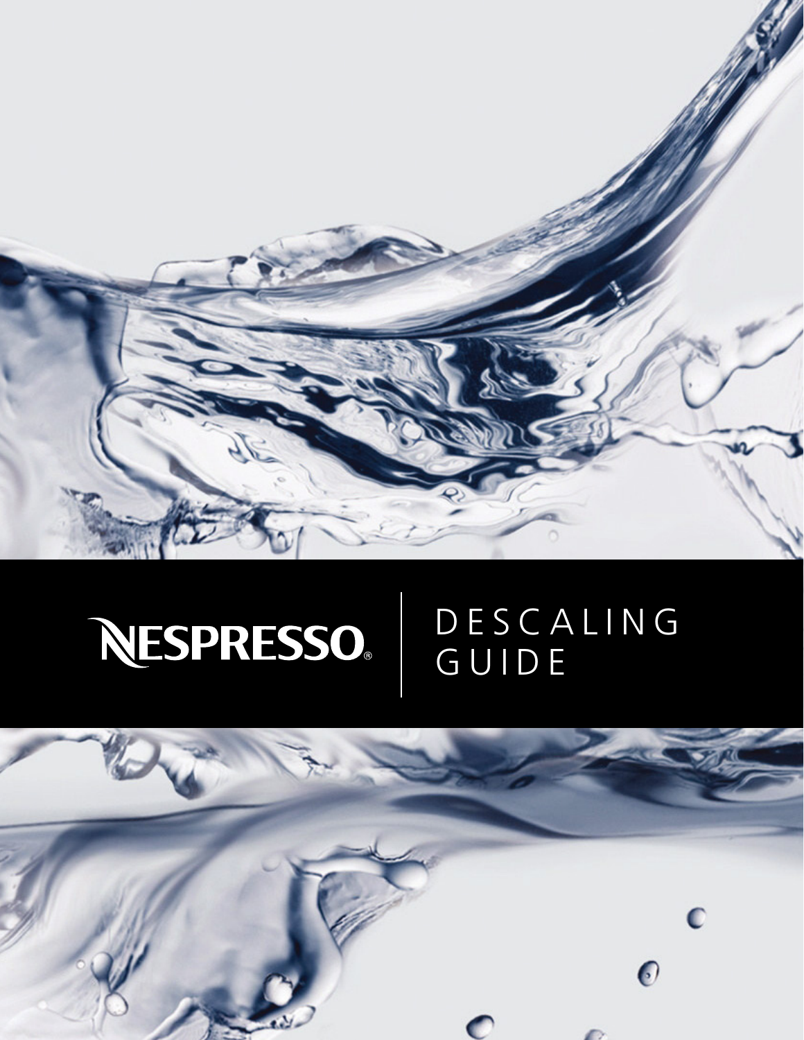NESPRESSO®

# DESCALING GUIDE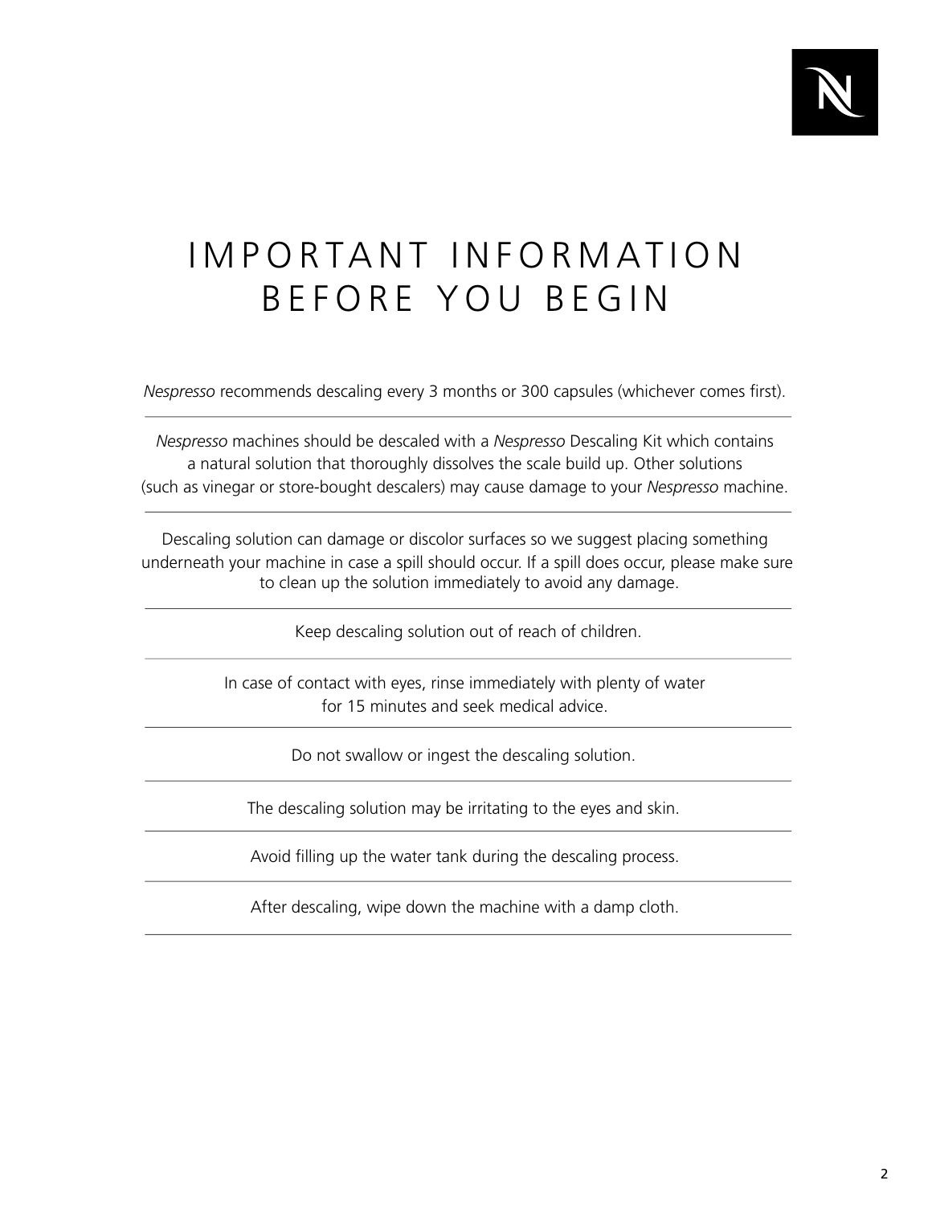# IMPORTANT INFORMATION BEFORE YOU BEGIN

*Nespresso* recommends descaling every 3 months or 300 capsules (whichever comes first).

---

*Nespresso* machines should be descaled with a *Nespresso* Descaling Kit which contains a natural solution that thoroughly dissolves the scale build up. Other solutions (such as vinegar or store-bought descalers) may cause damage to your *Nespresso* machine.

---

Descaling solution can damage or discolor surfaces so we suggest placing something underneath your machine in case a spill should occur. If a spill does occur, please make sure to clean up the solution immediately to avoid any damage.

---

Keep descaling solution out of reach of children.

---

In case of contact with eyes, rinse immediately with plenty of water for 15 minutes and seek medical advice.

---

Do not swallow or ingest the descaling solution.

---

The descaling solution may be irritating to the eyes and skin.

---

Avoid filling up the water tank during the descaling process.

---

After descaling, wipe down the machine with a damp cloth.

---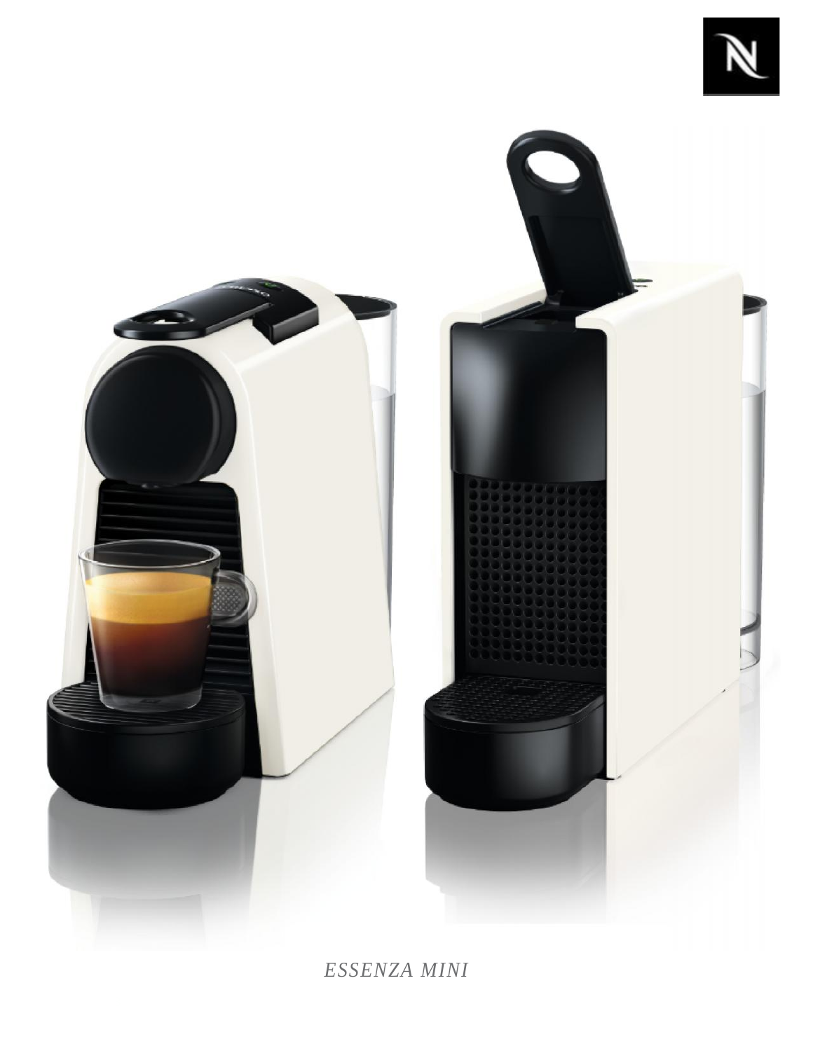*ESSENZA MINI*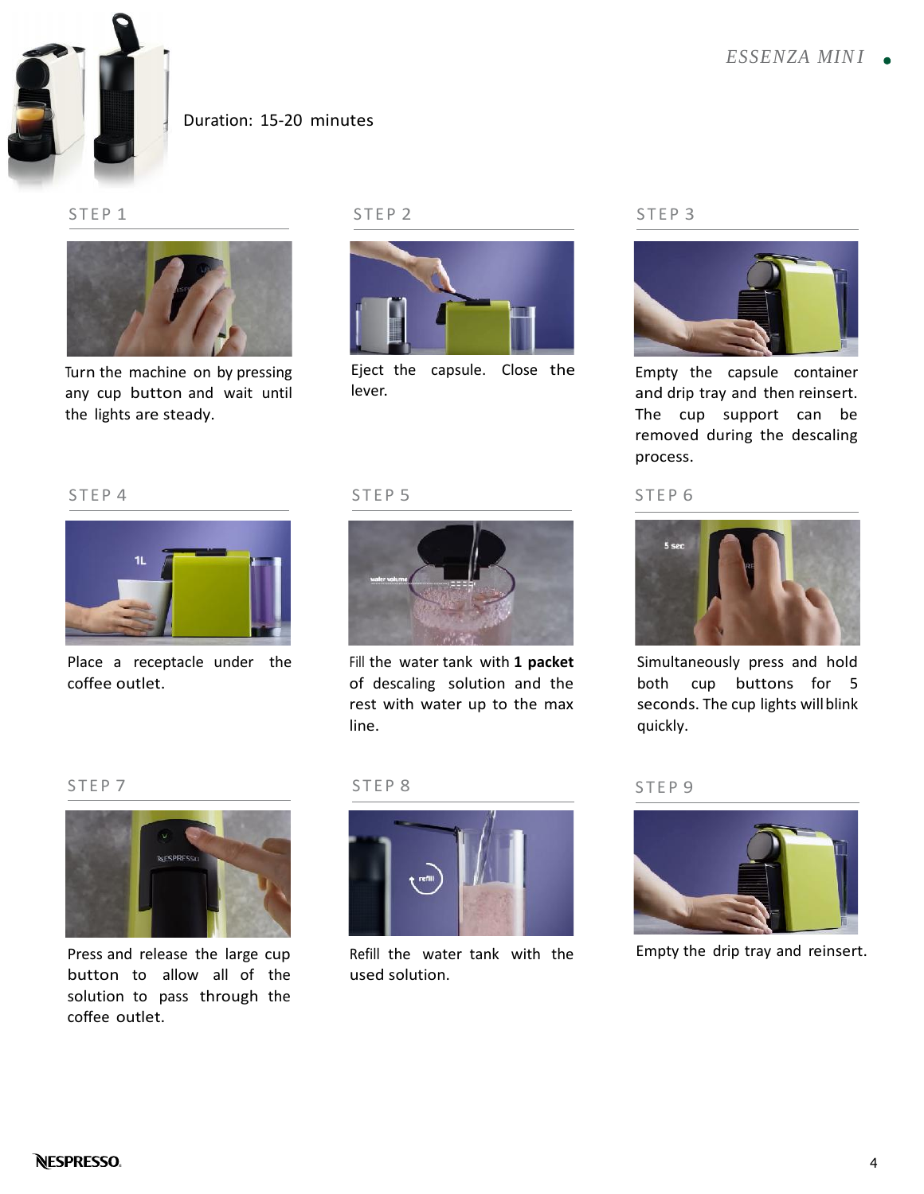Duration: 15-20 minutes

### STEP 1

Turn the machine on by pressing any cup button and wait until the lights are steady.

### STEP 2

Eject the capsule. Close the lever.

### STEP 3

Empty the capsule container and drip tray and then reinsert. The cup support can be removed during the descaling process.

### STEP 4

Place a receptacle under the coffee outlet.

### STEP 5

Fill the water tank with **1 packet** of descaling solution and the rest with water up to the max line.

### STEP 6

Simultaneously press and hold both cup buttons for 5 seconds. The cup lights will blink quickly.

### STEP 7

Press and release the large cup button to allow all of the solution to pass through the coffee outlet.

### STEP 8

Refill the water tank with the used solution.

### STEP 9

Empty the drip tray and reinsert.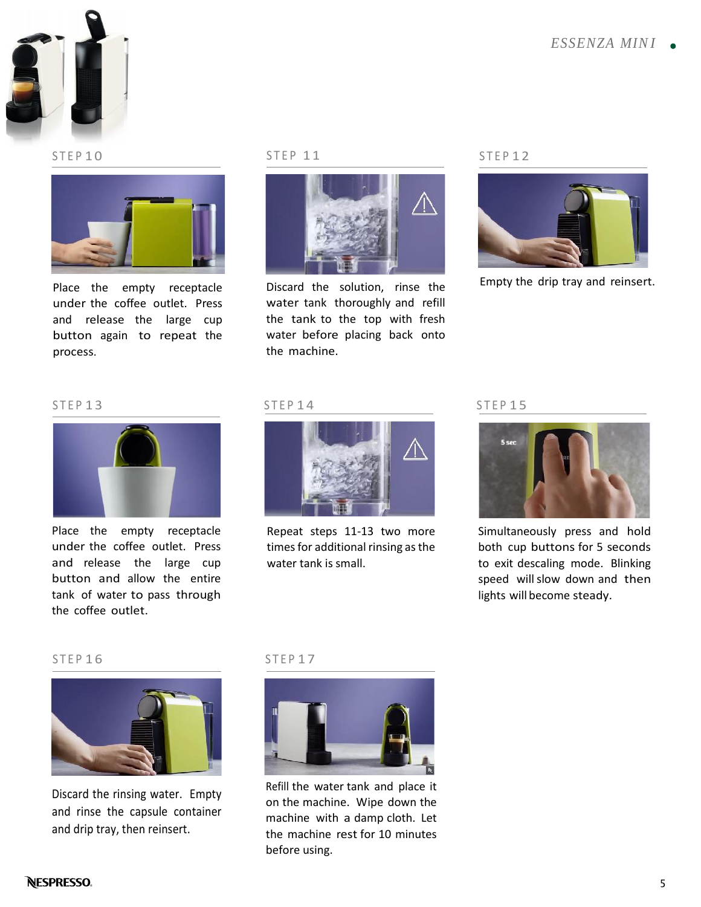## STEP 10

Place the empty receptacle under the coffee outlet. Press and release the large cup button again to repeat the process.

## STEP 11

Discard the solution, rinse the water tank thoroughly and refill the tank to the top with fresh water before placing back onto the machine.

## STEP 12

Empty the drip tray and reinsert.

## STEP 13

Place the empty receptacle under the coffee outlet. Press and release the large cup button and allow the entire tank of water to pass through the coffee outlet.

## STEP 14

Repeat steps 11-13 two more times for additional rinsing as the water tank is small.

## STEP 15

Simultaneously press and hold both cup buttons for 5 seconds to exit descaling mode. Blinking speed will slow down and then lights will become steady.

## STEP 16

Discard the rinsing water. Empty and rinse the capsule container and drip tray, then reinsert.

## STEP 17

Refill the water tank and place it on the machine. Wipe down the machine with a damp cloth. Let the machine rest for 10 minutes before using.